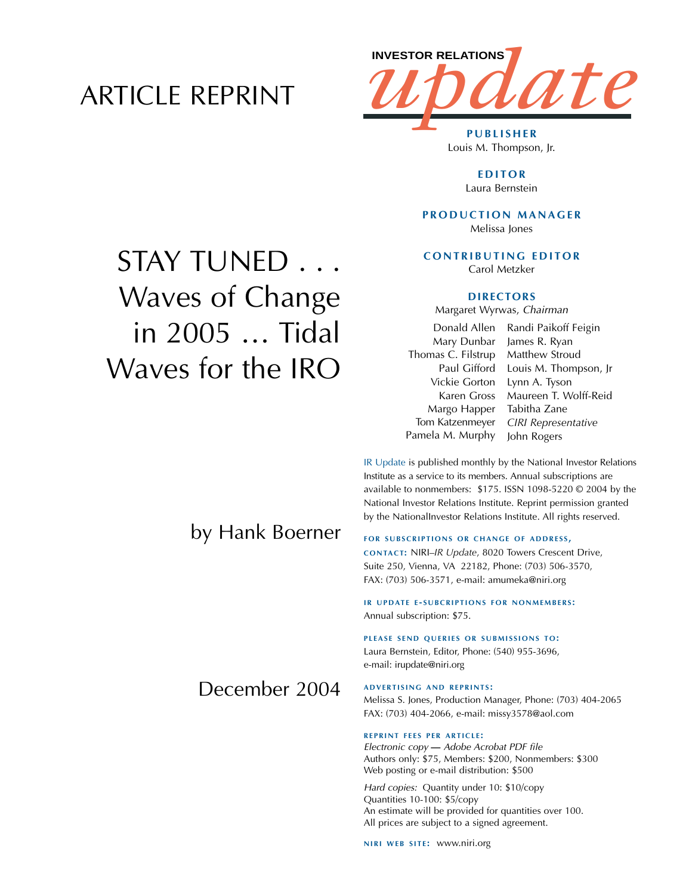# ARTICLE REPRINT

INVESTOR RELATIONS *update*

# STAY TUNED . . . Waves of Change in 2005 ... Tidal Waves for the IRO

by Hank Boerner

December 2004

**PUBLISHER**
Louis M. Thompson, Jr.

**EDITOR**
Laura Bernstein

**PRODUCTION MANAGER**
Melissa Jones

**CONTRIBUTING EDITOR**
Carol Metzker

**DIRECTORS**
Margaret Wyrwas, *Chairman*

| | |
|---|---|
| Donald Allen | Randi Paikoff Feigin |
| Mary Dunbar | James R. Ryan |
| Thomas C. Filstrup | Matthew Stroud |
| Paul Gifford | Louis M. Thompson, Jr |
| Vickie Gorton | Lynn A. Tyson |
| Karen Gross | Maureen T. Wolff-Reid |
| Margo Happer | Tabitha Zane |
| Tom Katzenmeyer | *CIRI Representative* |
| Pamela M. Murphy | John Rogers |

IR Update is published monthly by the National Investor Relations Institute as a service to its members. Annual subscriptions are available to nonmembers: $175. ISSN 1098-5220 © 2004 by the National Investor Relations Institute. Reprint permission granted by the NationalInvestor Relations Institute. All rights reserved.

**FOR SUBSCRIPTIONS OR CHANGE OF ADDRESS, CONTACT:** NIRI–*IR Update*, 8020 Towers Crescent Drive, Suite 250, Vienna, VA 22182, Phone: (703) 506-3570, FAX: (703) 506-3571, e-mail: amumeka@niri.org

**IR UPDATE E-SUBCRIPTIONS FOR NONMEMBERS:**
Annual subscription: $75.

**PLEASE SEND QUERIES OR SUBMISSIONS TO:**
Laura Bernstein, Editor, Phone: (540) 955-3696, e-mail: irupdate@niri.org

**ADVERTISING AND REPRINTS:**
Melissa S. Jones, Production Manager, Phone: (703) 404-2065 FAX: (703) 404-2066, e-mail: missy3578@aol.com

**REPRINT FEES PER ARTICLE:**
*Electronic copy — Adobe Acrobat PDF file*
Authors only: $75, Members: $200, Nonmembers: $300
Web posting or e-mail distribution: $500

*Hard copies:* Quantity under 10: $10/copy
Quantities 10-100: $5/copy
An estimate will be provided for quantities over 100.
All prices are subject to a signed agreement.

**NIRI WEB SITE:** www.niri.org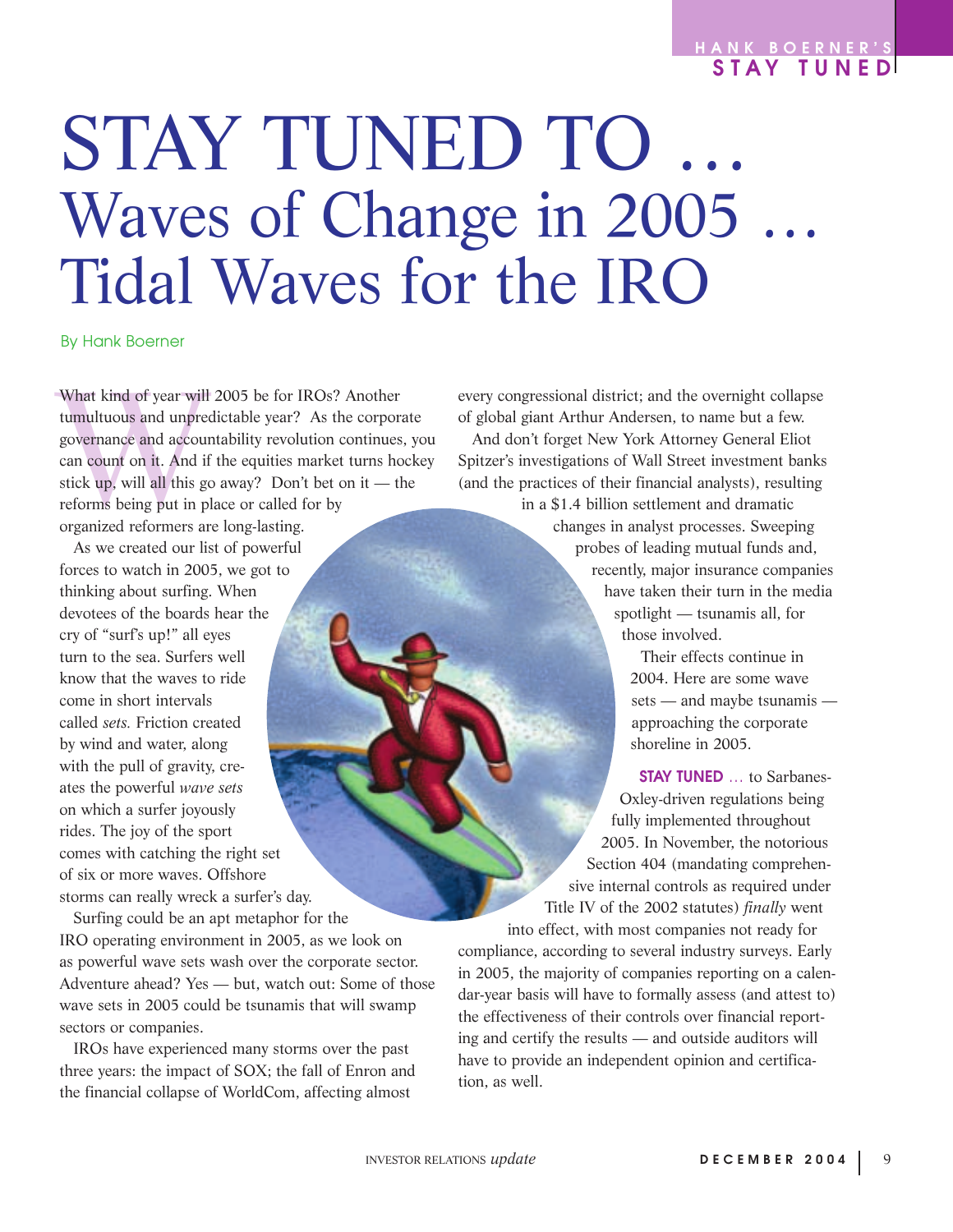# STAY TUNED TO … Waves of Change in 2005 … Tidal Waves for the IRO

By Hank Boerner

What kind of year will 2005 be for IROs? Another tumultuous and unpredictable year? As the corporate governance and accountability revolution continues, you can count on it. And if the equities market turns hockey stick up, will all this go away? Don't bet on it — the reforms being put in place or called for by organized reformers are long-lasting.

As we created our list of powerful forces to watch in 2005, we got to thinking about surfing. When devotees of the boards hear the cry of "surf's up!" all eyes turn to the sea. Surfers well know that the waves to ride come in short intervals called *sets.* Friction created by wind and water, along with the pull of gravity, creates the powerful *wave sets* on which a surfer joyously rides. The joy of the sport comes with catching the right set of six or more waves. Offshore storms can really wreck a surfer's day.

Surfing could be an apt metaphor for the IRO operating environment in 2005, as we look on as powerful wave sets wash over the corporate sector. Adventure ahead? Yes — but, watch out: Some of those wave sets in 2005 could be tsunamis that will swamp sectors or companies.

IROs have experienced many storms over the past three years: the impact of SOX; the fall of Enron and the financial collapse of WorldCom, affecting almost every congressional district; and the overnight collapse of global giant Arthur Andersen, to name but a few.

And don't forget New York Attorney General Eliot Spitzer's investigations of Wall Street investment banks (and the practices of their financial analysts), resulting in a $1.4 billion settlement and dramatic changes in analyst processes. Sweeping probes of leading mutual funds and, recently, major insurance companies have taken their turn in the media spotlight — tsunamis all, for those involved.

Their effects continue in 2004. Here are some wave sets — and maybe tsunamis — approaching the corporate shoreline in 2005.

**STAY TUNED** … to Sarbanes-Oxley-driven regulations being fully implemented throughout 2005. In November, the notorious Section 404 (mandating comprehensive internal controls as required under Title IV of the 2002 statutes) *finally* went into effect, with most companies not ready for compliance, according to several industry surveys. Early in 2005, the majority of companies reporting on a calendar-year basis will have to formally assess (and attest to) the effectiveness of their controls over financial reporting and certify the results — and outside auditors will have to provide an independent opinion and certification, as well.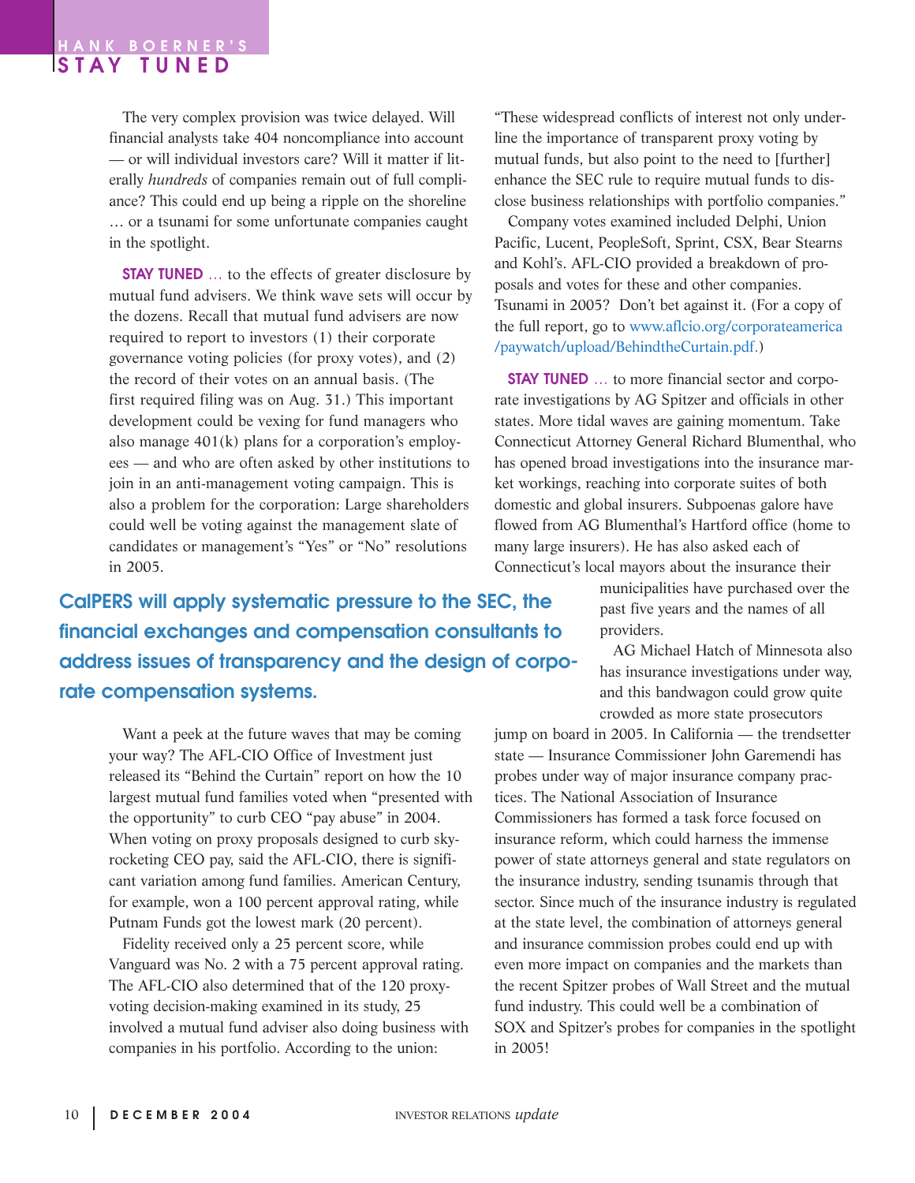The very complex provision was twice delayed. Will financial analysts take 404 noncompliance into account — or will individual investors care? Will it matter if literally *hundreds* of companies remain out of full compliance? This could end up being a ripple on the shoreline … or a tsunami for some unfortunate companies caught in the spotlight.

**STAY TUNED** … to the effects of greater disclosure by mutual fund advisers. We think wave sets will occur by the dozens. Recall that mutual fund advisers are now required to report to investors (1) their corporate governance voting policies (for proxy votes), and (2) the record of their votes on an annual basis. (The first required filing was on Aug. 31.) This important development could be vexing for fund managers who also manage 401(k) plans for a corporation's employees — and who are often asked by other institutions to join in an anti-management voting campaign. This is also a problem for the corporation: Large shareholders could well be voting against the management slate of candidates or management's "Yes" or "No" resolutions in 2005.

**CalPERS will apply systematic pressure to the SEC, the financial exchanges and compensation consultants to address issues of transparency and the design of corporate compensation systems.**

Want a peek at the future waves that may be coming your way? The AFL-CIO Office of Investment just released its "Behind the Curtain" report on how the 10 largest mutual fund families voted when "presented with the opportunity" to curb CEO "pay abuse" in 2004. When voting on proxy proposals designed to curb skyrocketing CEO pay, said the AFL-CIO, there is significant variation among fund families. American Century, for example, won a 100 percent approval rating, while Putnam Funds got the lowest mark (20 percent).

Fidelity received only a 25 percent score, while Vanguard was No. 2 with a 75 percent approval rating. The AFL-CIO also determined that of the 120 proxy-voting decision-making examined in its study, 25 involved a mutual fund adviser also doing business with companies in his portfolio. According to the union: "These widespread conflicts of interest not only underline the importance of transparent proxy voting by mutual funds, but also point to the need to [further] enhance the SEC rule to require mutual funds to disclose business relationships with portfolio companies."

Company votes examined included Delphi, Union Pacific, Lucent, PeopleSoft, Sprint, CSX, Bear Stearns and Kohl's. AFL-CIO provided a breakdown of proposals and votes for these and other companies. Tsunami in 2005? Don't bet against it. (For a copy of the full report, go to www.aflcio.org/corporateamerica/paywatch/upload/BehindtheCurtain.pdf.)

**STAY TUNED** … to more financial sector and corporate investigations by AG Spitzer and officials in other states. More tidal waves are gaining momentum. Take Connecticut Attorney General Richard Blumenthal, who has opened broad investigations into the insurance market workings, reaching into corporate suites of both domestic and global insurers. Subpoenas galore have flowed from AG Blumenthal's Hartford office (home to many large insurers). He has also asked each of Connecticut's local mayors about the insurance their municipalities have purchased over the past five years and the names of all providers.

AG Michael Hatch of Minnesota also has insurance investigations under way, and this bandwagon could grow quite crowded as more state prosecutors jump on board in 2005. In California — the trendsetter state — Insurance Commissioner John Garemendi has probes under way of major insurance company practices. The National Association of Insurance Commissioners has formed a task force focused on insurance reform, which could harness the immense power of state attorneys general and state regulators on the insurance industry, sending tsunamis through that sector. Since much of the insurance industry is regulated at the state level, the combination of attorneys general and insurance commission probes could end up with even more impact on companies and the markets than the recent Spitzer probes of Wall Street and the mutual fund industry. This could well be a combination of SOX and Spitzer's probes for companies in the spotlight in 2005!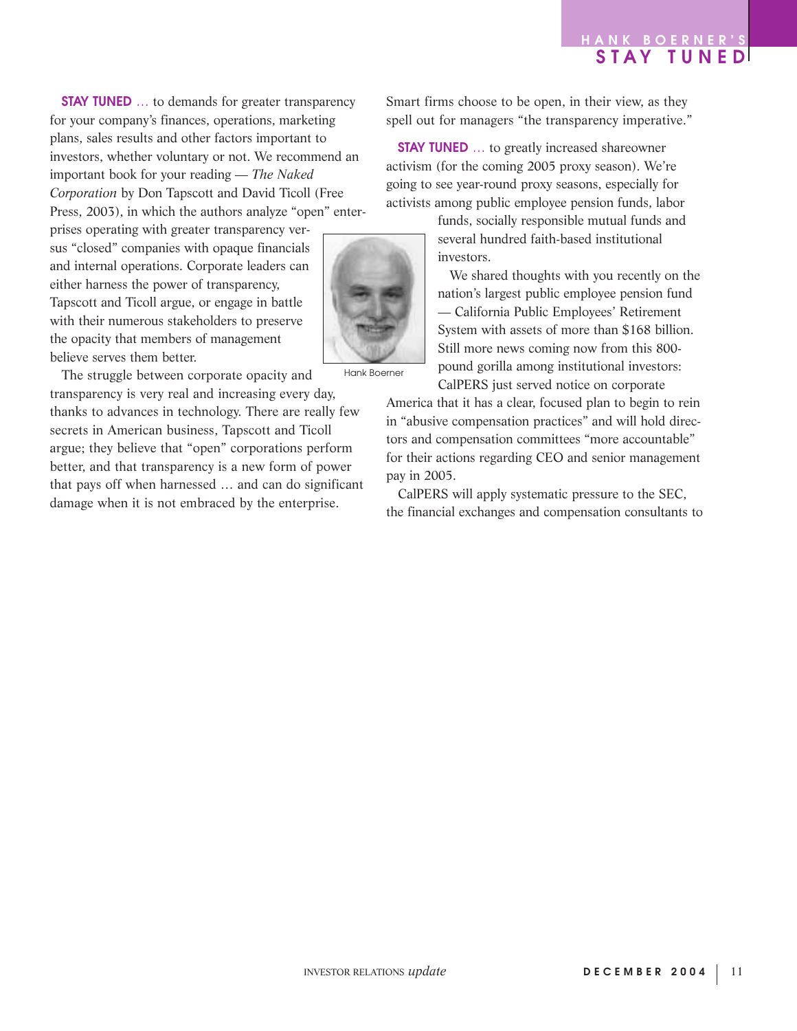**STAY TUNED** … to demands for greater transparency for your company's finances, operations, marketing plans, sales results and other factors important to investors, whether voluntary or not. We recommend an important book for your reading — *The Naked Corporation* by Don Tapscott and David Ticoll (Free Press, 2003), in which the authors analyze "open" enterprises operating with greater transparency versus "closed" companies with opaque financials and internal operations. Corporate leaders can either harness the power of transparency, Tapscott and Ticoll argue, or engage in battle with their numerous stakeholders to preserve the opacity that members of management believe serves them better.

Hank Boerner

The struggle between corporate opacity and transparency is very real and increasing every day, thanks to advances in technology. There are really few secrets in American business, Tapscott and Ticoll argue; they believe that "open" corporations perform better, and that transparency is a new form of power that pays off when harnessed … and can do significant damage when it is not embraced by the enterprise. Smart firms choose to be open, in their view, as they spell out for managers "the transparency imperative."

**STAY TUNED** … to greatly increased shareowner activism (for the coming 2005 proxy season). We're going to see year-round proxy seasons, especially for activists among public employee pension funds, labor funds, socially responsible mutual funds and several hundred faith-based institutional investors.

We shared thoughts with you recently on the nation's largest public employee pension fund — California Public Employees' Retirement System with assets of more than $168 billion. Still more news coming now from this 800-pound gorilla among institutional investors: CalPERS just served notice on corporate America that it has a clear, focused plan to begin to rein in "abusive compensation practices" and will hold directors and compensation committees "more accountable" for their actions regarding CEO and senior management pay in 2005.

CalPERS will apply systematic pressure to the SEC, the financial exchanges and compensation consultants to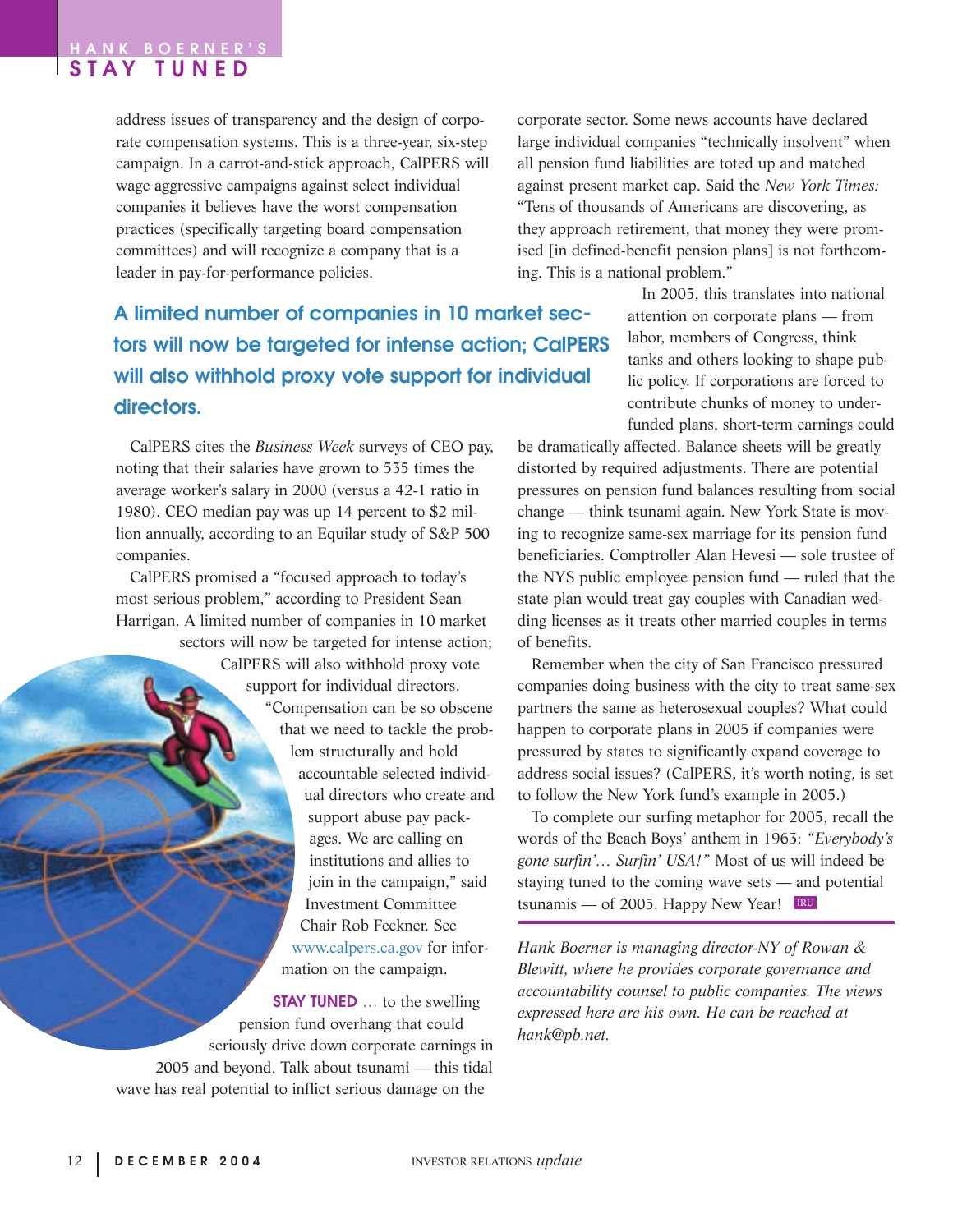address issues of transparency and the design of corporate compensation systems. This is a three-year, six-step campaign. In a carrot-and-stick approach, CalPERS will wage aggressive campaigns against select individual companies it believes have the worst compensation practices (specifically targeting board compensation committees) and will recognize a company that is a leader in pay-for-performance policies.

**A limited number of companies in 10 market sectors will now be targeted for intense action; CalPERS will also withhold proxy vote support for individual directors.**

CalPERS cites the *Business Week* surveys of CEO pay, noting that their salaries have grown to 535 times the average worker's salary in 2000 (versus a 42-1 ratio in 1980). CEO median pay was up 14 percent to $2 million annually, according to an Equilar study of S&P 500 companies.

CalPERS promised a "focused approach to today's most serious problem," according to President Sean Harrigan. A limited number of companies in 10 market sectors will now be targeted for intense action; CalPERS will also withhold proxy vote support for individual directors. "Compensation can be so obscene that we need to tackle the problem structurally and hold accountable selected individual directors who create and support abuse pay packages. We are calling on institutions and allies to join in the campaign," said Investment Committee Chair Rob Feckner. See www.calpers.ca.gov for information on the campaign.

**STAY TUNED** … to the swelling pension fund overhang that could seriously drive down corporate earnings in 2005 and beyond. Talk about tsunami — this tidal wave has real potential to inflict serious damage on the corporate sector. Some news accounts have declared large individual companies "technically insolvent" when all pension fund liabilities are toted up and matched against present market cap. Said the *New York Times:* "Tens of thousands of Americans are discovering, as they approach retirement, that money they were promised [in defined-benefit pension plans] is not forthcoming. This is a national problem."

In 2005, this translates into national attention on corporate plans — from labor, members of Congress, think tanks and others looking to shape public policy. If corporations are forced to contribute chunks of money to underfunded plans, short-term earnings could be dramatically affected. Balance sheets will be greatly distorted by required adjustments. There are potential pressures on pension fund balances resulting from social change — think tsunami again. New York State is moving to recognize same-sex marriage for its pension fund beneficiaries. Comptroller Alan Hevesi — sole trustee of the NYS public employee pension fund — ruled that the state plan would treat gay couples with Canadian wedding licenses as it treats other married couples in terms of benefits.

Remember when the city of San Francisco pressured companies doing business with the city to treat same-sex partners the same as heterosexual couples? What could happen to corporate plans in 2005 if companies were pressured by states to significantly expand coverage to address social issues? (CalPERS, it's worth noting, is set to follow the New York fund's example in 2005.)

To complete our surfing metaphor for 2005, recall the words of the Beach Boys' anthem in 1963: *"Everybody's gone surfin'… Surfin' USA!"* Most of us will indeed be staying tuned to the coming wave sets — and potential tsunamis — of 2005. Happy New Year! IRU

---

*Hank Boerner is managing director-NY of Rowan & Blewitt, where he provides corporate governance and accountability counsel to public companies. The views expressed here are his own. He can be reached at hank@pb.net.*